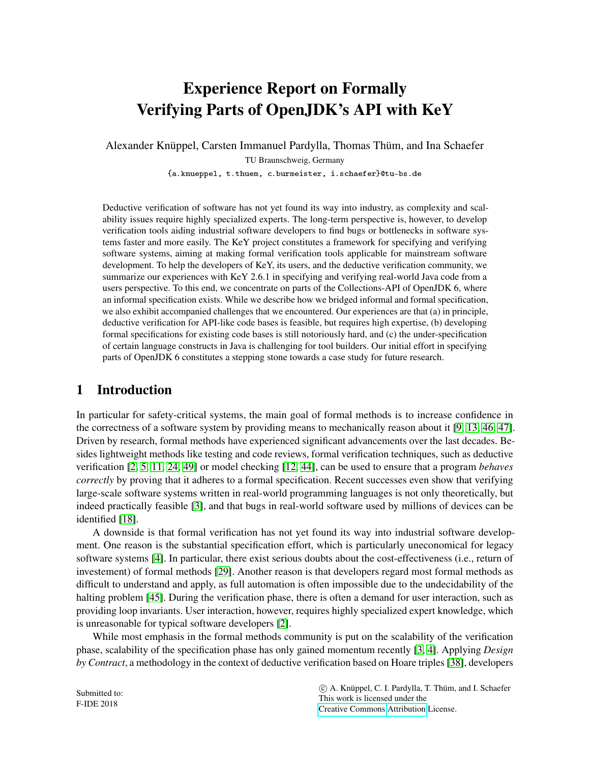# Experience Report on Formally Verifying Parts of OpenJDK's API with KeY

Alexander Knüppel, Carsten Immanuel Pardylla, Thomas Thüm, and Ina Schaefer

TU Braunschweig, Germany

{a.knueppel, t.thuem, c.burmeister, i.schaefer}@tu-bs.de

Deductive verification of software has not yet found its way into industry, as complexity and scalability issues require highly specialized experts. The long-term perspective is, however, to develop verification tools aiding industrial software developers to find bugs or bottlenecks in software systems faster and more easily. The KeY project constitutes a framework for specifying and verifying software systems, aiming at making formal verification tools applicable for mainstream software development. To help the developers of KeY, its users, and the deductive verification community, we summarize our experiences with KeY 2.6.1 in specifying and verifying real-world Java code from a users perspective. To this end, we concentrate on parts of the Collections-API of OpenJDK 6, where an informal specification exists. While we describe how we bridged informal and formal specification, we also exhibit accompanied challenges that we encountered. Our experiences are that (a) in principle, deductive verification for API-like code bases is feasible, but requires high expertise, (b) developing formal specifications for existing code bases is still notoriously hard, and (c) the under-specification of certain language constructs in Java is challenging for tool builders. Our initial effort in specifying parts of OpenJDK 6 constitutes a stepping stone towards a case study for future research.

## 1 Introduction

In particular for safety-critical systems, the main goal of formal methods is to increase confidence in the correctness of a software system by providing means to mechanically reason about it [9, 13, 46, 47]. Driven by research, formal methods have experienced significant advancements over the last decades. Besides lightweight methods like testing and code reviews, formal verification techniques, such as deductive verification [2, 5, 11, 24, 49] or model checking [12, 44], can be used to ensure that a program *behaves correctly* by proving that it adheres to a formal specification. Recent successes even show that verifying large-scale software systems written in real-world programming languages is not only theoretically, but indeed practically feasible [3], and that bugs in real-world software used by millions of devices can be identified [18].

A downside is that formal verification has not yet found its way into industrial software development. One reason is the substantial specification effort, which is particularly uneconomical for legacy software systems [4]. In particular, there exist serious doubts about the cost-effectiveness (i.e., return of investement) of formal methods [29]. Another reason is that developers regard most formal methods as difficult to understand and apply, as full automation is often impossible due to the undecidability of the halting problem [45]. During the verification phase, there is often a demand for user interaction, such as providing loop invariants. User interaction, however, requires highly specialized expert knowledge, which is unreasonable for typical software developers [2].

While most emphasis in the formal methods community is put on the scalability of the verification phase, scalability of the specification phase has only gained momentum recently [3, 4]. Applying *Design by Contract*, a methodology in the context of deductive verification based on Hoare triples [38], developers

Submitted to:
F-IDE 2018

© A. Knüppel, C. I. Pardylla, T. Thüm, and I. Schaefer
This work is licensed under the
Creative Commons Attribution License.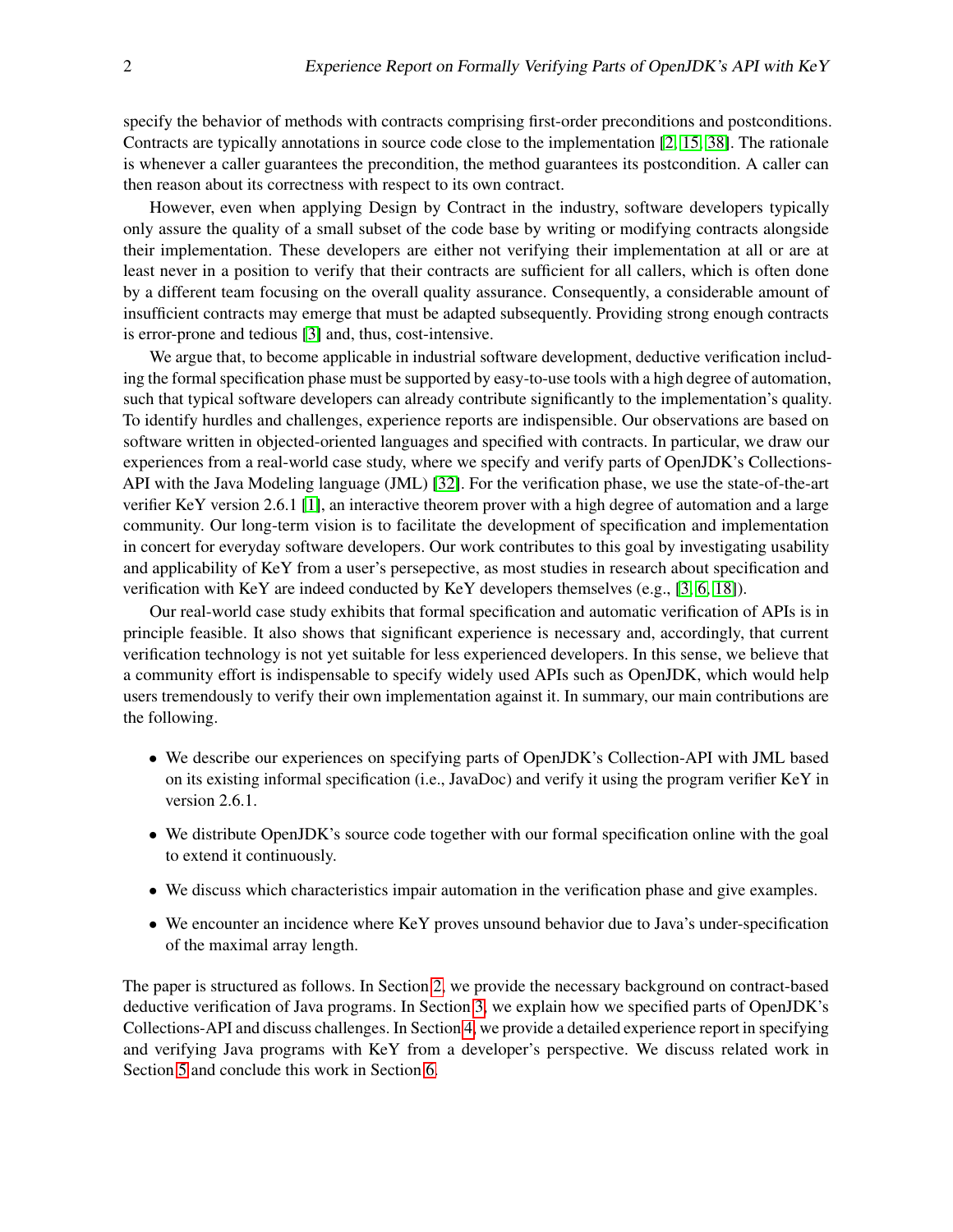specify the behavior of methods with contracts comprising first-order preconditions and postconditions. Contracts are typically annotations in source code close to the implementation [2, 15, 38]. The rationale is whenever a caller guarantees the precondition, the method guarantees its postcondition. A caller can then reason about its correctness with respect to its own contract.

However, even when applying Design by Contract in the industry, software developers typically only assure the quality of a small subset of the code base by writing or modifying contracts alongside their implementation. These developers are either not verifying their implementation at all or are at least never in a position to verify that their contracts are sufficient for all callers, which is often done by a different team focusing on the overall quality assurance. Consequently, a considerable amount of insufficient contracts may emerge that must be adapted subsequently. Providing strong enough contracts is error-prone and tedious [3] and, thus, cost-intensive.

We argue that, to become applicable in industrial software development, deductive verification including the formal specification phase must be supported by easy-to-use tools with a high degree of automation, such that typical software developers can already contribute significantly to the implementation's quality. To identify hurdles and challenges, experience reports are indispensible. Our observations are based on software written in objected-oriented languages and specified with contracts. In particular, we draw our experiences from a real-world case study, where we specify and verify parts of OpenJDK's Collections-API with the Java Modeling language (JML) [32]. For the verification phase, we use the state-of-the-art verifier KeY version 2.6.1 [1], an interactive theorem prover with a high degree of automation and a large community. Our long-term vision is to facilitate the development of specification and implementation in concert for everyday software developers. Our work contributes to this goal by investigating usability and applicability of KeY from a user's persepective, as most studies in research about specification and verification with KeY are indeed conducted by KeY developers themselves (e.g., [3, 6, 18]).

Our real-world case study exhibits that formal specification and automatic verification of APIs is in principle feasible. It also shows that significant experience is necessary and, accordingly, that current verification technology is not yet suitable for less experienced developers. In this sense, we believe that a community effort is indispensable to specify widely used APIs such as OpenJDK, which would help users tremendously to verify their own implementation against it. In summary, our main contributions are the following.

- We describe our experiences on specifying parts of OpenJDK's Collection-API with JML based on its existing informal specification (i.e., JavaDoc) and verify it using the program verifier KeY in version 2.6.1.
- We distribute OpenJDK's source code together with our formal specification online with the goal to extend it continuously.
- We discuss which characteristics impair automation in the verification phase and give examples.
- We encounter an incidence where KeY proves unsound behavior due to Java's under-specification of the maximal array length.

The paper is structured as follows. In Section 2, we provide the necessary background on contract-based deductive verification of Java programs. In Section 3, we explain how we specified parts of OpenJDK's Collections-API and discuss challenges. In Section 4, we provide a detailed experience report in specifying and verifying Java programs with KeY from a developer's perspective. We discuss related work in Section 5 and conclude this work in Section 6.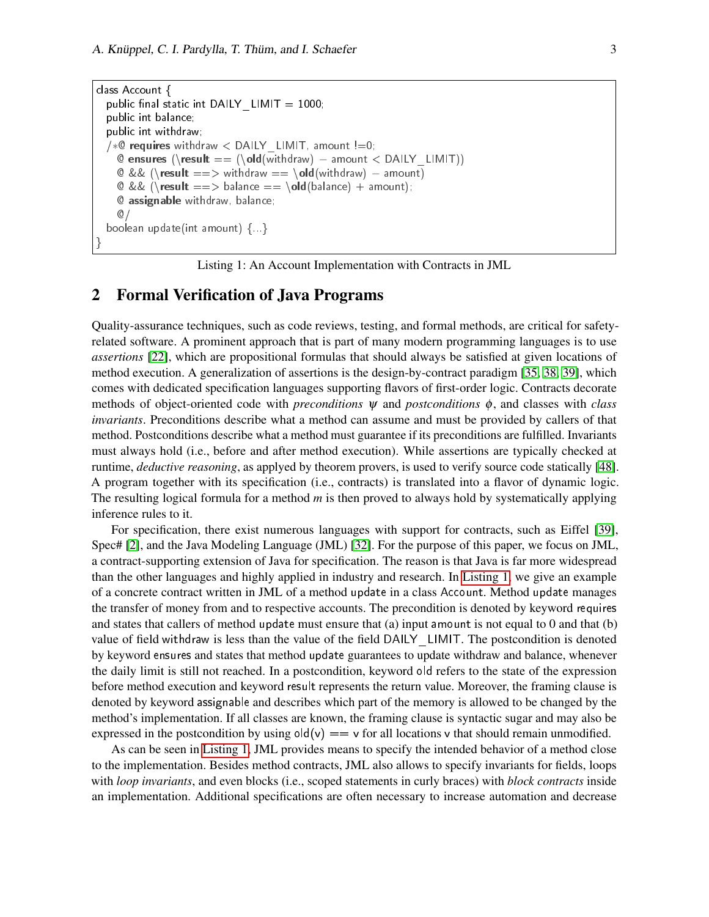```
class Account {
  public final static int DAILY_LIMIT = 1000;
  public int balance;
  public int withdraw;
  /*@ requires withdraw < DAILY_LIMIT, amount !=0;
    @ ensures (\result == (\old(withdraw) - amount < DAILY_LIMIT))
    @ && (\result ==> withdraw == \old(withdraw) - amount)
    @ && (\result ==> balance == \old(balance) + amount);
    @ assignable withdraw, balance;
    @/
  boolean update(int amount) {...}
}
```

Listing 1: An Account Implementation with Contracts in JML

## 2 Formal Verification of Java Programs

Quality-assurance techniques, such as code reviews, testing, and formal methods, are critical for safety-related software. A prominent approach that is part of many modern programming languages is to use *assertions* [22], which are propositional formulas that should always be satisfied at given locations of method execution. A generalization of assertions is the design-by-contract paradigm [35, 38, 39], which comes with dedicated specification languages supporting flavors of first-order logic. Contracts decorate methods of object-oriented code with *preconditions* $\psi$ and *postconditions* $\phi$, and classes with *class invariants*. Preconditions describe what a method can assume and must be provided by callers of that method. Postconditions describe what a method must guarantee if its preconditions are fulfilled. Invariants must always hold (i.e., before and after method execution). While assertions are typically checked at runtime, *deductive reasoning*, as applyed by theorem provers, is used to verify source code statically [48]. A program together with its specification (i.e., contracts) is translated into a flavor of dynamic logic. The resulting logical formula for a method $m$ is then proved to always hold by systematically applying inference rules to it.

For specification, there exist numerous languages with support for contracts, such as Eiffel [39], Spec# [2], and the Java Modeling Language (JML) [32]. For the purpose of this paper, we focus on JML, a contract-supporting extension of Java for specification. The reason is that Java is far more widespread than the other languages and highly applied in industry and research. In Listing 1, we give an example of a concrete contract written in JML of a method update in a class Account. Method update manages the transfer of money from and to respective accounts. The precondition is denoted by keyword requires and states that callers of method update must ensure that (a) input amount is not equal to 0 and that (b) value of field withdraw is less than the value of the field DAILY_LIMIT. The postcondition is denoted by keyword ensures and states that method update guarantees to update withdraw and balance, whenever the daily limit is still not reached. In a postcondition, keyword old refers to the state of the expression before method execution and keyword result represents the return value. Moreover, the framing clause is denoted by keyword assignable and describes which part of the memory is allowed to be changed by the method's implementation. If all classes are known, the framing clause is syntactic sugar and may also be expressed in the postcondition by using old(v) == v for all locations v that should remain unmodified.

As can be seen in Listing 1, JML provides means to specify the intended behavior of a method close to the implementation. Besides method contracts, JML also allows to specify invariants for fields, loops with *loop invariants*, and even blocks (i.e., scoped statements in curly braces) with *block contracts* inside an implementation. Additional specifications are often necessary to increase automation and decrease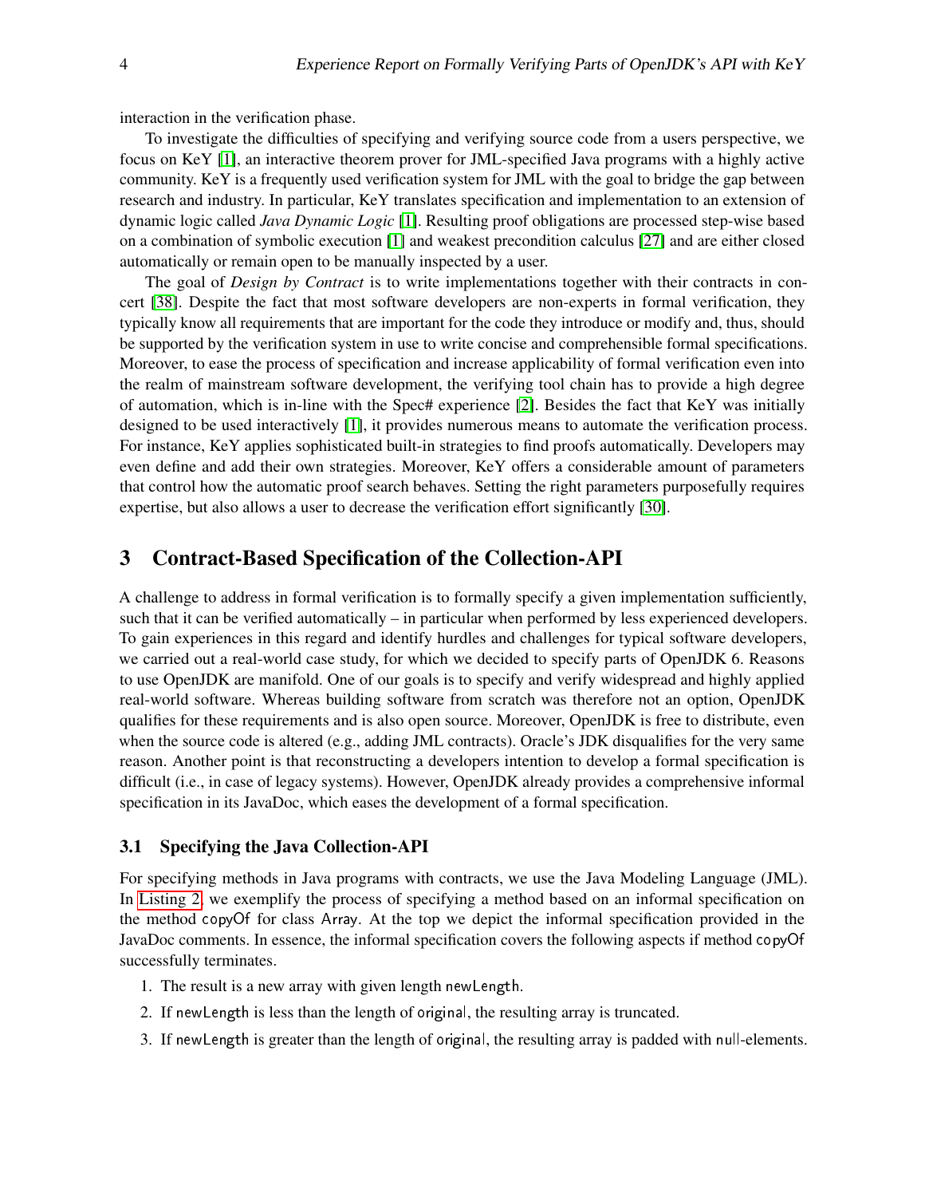interaction in the verification phase.

To investigate the difficulties of specifying and verifying source code from a users perspective, we focus on KeY [1], an interactive theorem prover for JML-specified Java programs with a highly active community. KeY is a frequently used verification system for JML with the goal to bridge the gap between research and industry. In particular, KeY translates specification and implementation to an extension of dynamic logic called *Java Dynamic Logic* [1]. Resulting proof obligations are processed step-wise based on a combination of symbolic execution [1] and weakest precondition calculus [27] and are either closed automatically or remain open to be manually inspected by a user.

The goal of *Design by Contract* is to write implementations together with their contracts in concert [38]. Despite the fact that most software developers are non-experts in formal verification, they typically know all requirements that are important for the code they introduce or modify and, thus, should be supported by the verification system in use to write concise and comprehensible formal specifications. Moreover, to ease the process of specification and increase applicability of formal verification even into the realm of mainstream software development, the verifying tool chain has to provide a high degree of automation, which is in-line with the Spec# experience [2]. Besides the fact that KeY was initially designed to be used interactively [1], it provides numerous means to automate the verification process. For instance, KeY applies sophisticated built-in strategies to find proofs automatically. Developers may even define and add their own strategies. Moreover, KeY offers a considerable amount of parameters that control how the automatic proof search behaves. Setting the right parameters purposefully requires expertise, but also allows a user to decrease the verification effort significantly [30].

## 3 Contract-Based Specification of the Collection-API

A challenge to address in formal verification is to formally specify a given implementation sufficiently, such that it can be verified automatically – in particular when performed by less experienced developers. To gain experiences in this regard and identify hurdles and challenges for typical software developers, we carried out a real-world case study, for which we decided to specify parts of OpenJDK 6. Reasons to use OpenJDK are manifold. One of our goals is to specify and verify widespread and highly applied real-world software. Whereas building software from scratch was therefore not an option, OpenJDK qualifies for these requirements and is also open source. Moreover, OpenJDK is free to distribute, even when the source code is altered (e.g., adding JML contracts). Oracle's JDK disqualifies for the very same reason. Another point is that reconstructing a developers intention to develop a formal specification is difficult (i.e., in case of legacy systems). However, OpenJDK already provides a comprehensive informal specification in its JavaDoc, which eases the development of a formal specification.

### 3.1 Specifying the Java Collection-API

For specifying methods in Java programs with contracts, we use the Java Modeling Language (JML). In Listing 2, we exemplify the process of specifying a method based on an informal specification on the method `copyOf` for class `Array`. At the top we depict the informal specification provided in the JavaDoc comments. In essence, the informal specification covers the following aspects if method `copyOf` successfully terminates.

1. The result is a new array with given length `newLength`.
2. If `newLength` is less than the length of `original`, the resulting array is truncated.
3. If `newLength` is greater than the length of `original`, the resulting array is padded with `null`-elements.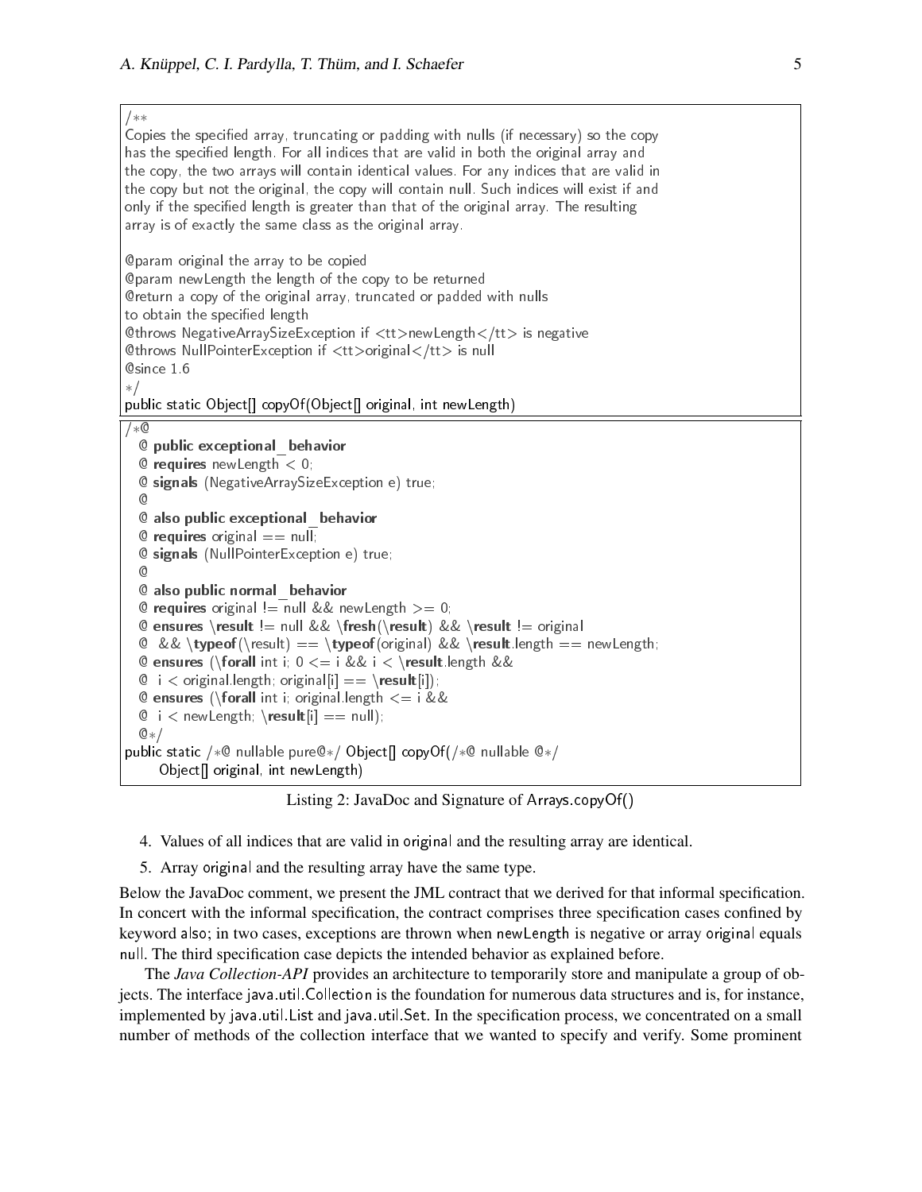```
/**
Copies the specified array, truncating or padding with nulls (if necessary) so the copy
has the specified length. For all indices that are valid in both the original array and
the copy, the two arrays will contain identical values. For any indices that are valid in
the copy but not the original, the copy will contain null. Such indices will exist if and
only if the specified length is greater than that of the original array. The resulting
array is of exactly the same class as the original array.

@param original the array to be copied
@param newLength the length of the copy to be returned
@return a copy of the original array, truncated or padded with nulls
to obtain the specified length
@throws NegativeArraySizeException if <tt>newLength</tt> is negative
@throws NullPointerException if <tt>original</tt> is null
@since 1.6
*/
public static Object[] copyOf(Object[] original, int newLength)
```

```
/*@
  @ public exceptional_behavior
  @ requires newLength < 0;
  @ signals (NegativeArraySizeException e) true;
  @
  @ also public exceptional_behavior
  @ requires original == null;
  @ signals (NullPointerException e) true;
  @
  @ also public normal_behavior
  @ requires original != null && newLength >= 0;
  @ ensures \result != null && \fresh(\result) && \result != original
  @  && \typeof(\result) == \typeof(original) && \result.length == newLength;
  @ ensures (\forall int i; 0 <= i && i < \result.length &&
  @  i < original.length; original[i] == \result[i]);
  @ ensures (\forall int i; original.length <= i &&
  @  i < newLength; \result[i] == null);
  @*/
public static /*@ nullable pure@*/ Object[] copyOf(/*@ nullable @*/
      Object[] original, int newLength)
```

Listing 2: JavaDoc and Signature of Arrays.copyOf()

4. Values of all indices that are valid in original and the resulting array are identical.
5. Array original and the resulting array have the same type.

Below the JavaDoc comment, we present the JML contract that we derived for that informal specification. In concert with the informal specification, the contract comprises three specification cases confined by keyword also; in two cases, exceptions are thrown when newLength is negative or array original equals null. The third specification case depicts the intended behavior as explained before.

The *Java Collection-API* provides an architecture to temporarily store and manipulate a group of objects. The interface java.util.Collection is the foundation for numerous data structures and is, for instance, implemented by java.util.List and java.util.Set. In the specification process, we concentrated on a small number of methods of the collection interface that we wanted to specify and verify. Some prominent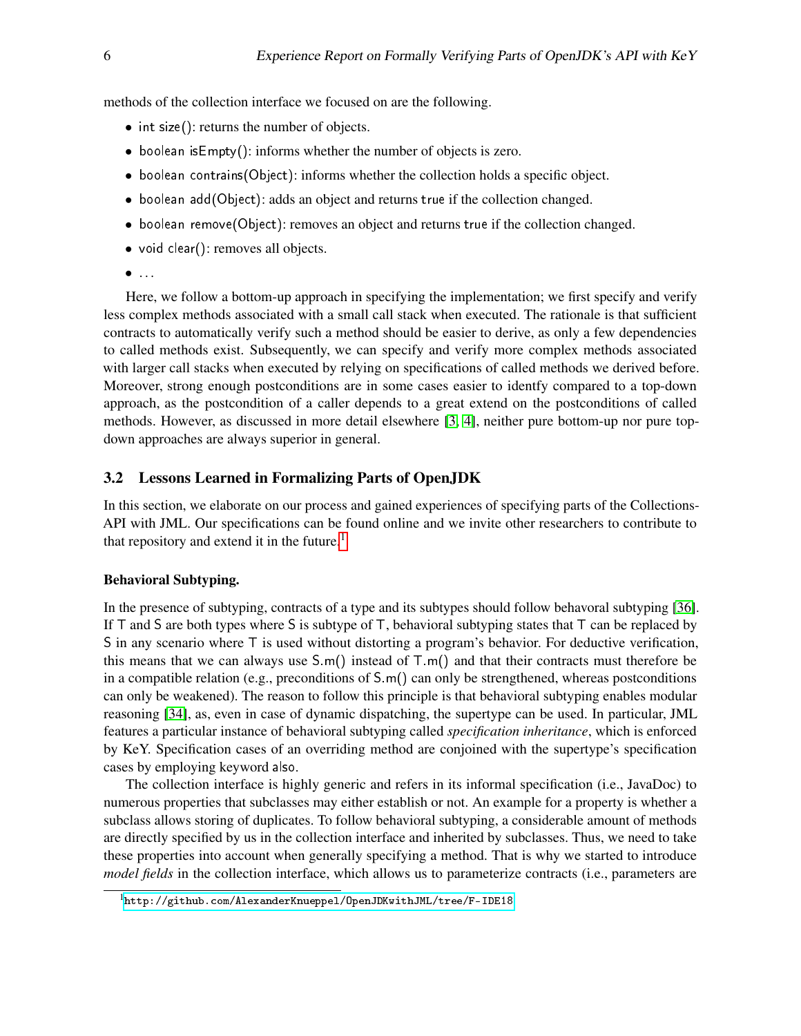methods of the collection interface we focused on are the following.

- int size(): returns the number of objects.
- boolean isEmpty(): informs whether the number of objects is zero.
- boolean contrains(Object): informs whether the collection holds a specific object.
- boolean add(Object): adds an object and returns true if the collection changed.
- boolean remove(Object): removes an object and returns true if the collection changed.
- void clear(): removes all objects.
- ...

Here, we follow a bottom-up approach in specifying the implementation; we first specify and verify less complex methods associated with a small call stack when executed. The rationale is that sufficient contracts to automatically verify such a method should be easier to derive, as only a few dependencies to called methods exist. Subsequently, we can specify and verify more complex methods associated with larger call stacks when executed by relying on specifications of called methods we derived before. Moreover, strong enough postconditions are in some cases easier to identfy compared to a top-down approach, as the postcondition of a caller depends to a great extend on the postconditions of called methods. However, as discussed in more detail elsewhere [3, 4], neither pure bottom-up nor pure top-down approaches are always superior in general.

## 3.2 Lessons Learned in Formalizing Parts of OpenJDK

In this section, we elaborate on our process and gained experiences of specifying parts of the Collections-API with JML. Our specifications can be found online and we invite other researchers to contribute to that repository and extend it in the future.[1]

**Behavioral Subtyping.**

In the presence of subtyping, contracts of a type and its subtypes should follow behavoral subtyping [36]. If T and S are both types where S is subtype of T, behavioral subtyping states that T can be replaced by S in any scenario where T is used without distorting a program's behavior. For deductive verification, this means that we can always use S.m() instead of T.m() and that their contracts must therefore be in a compatible relation (e.g., preconditions of S.m() can only be strengthened, whereas postconditions can only be weakened). The reason to follow this principle is that behavioral subtyping enables modular reasoning [34], as, even in case of dynamic dispatching, the supertype can be used. In particular, JML features a particular instance of behavioral subtyping called *specification inheritance*, which is enforced by KeY. Specification cases of an overriding method are conjoined with the supertype's specification cases by employing keyword also.

The collection interface is highly generic and refers in its informal specification (i.e., JavaDoc) to numerous properties that subclasses may either establish or not. An example for a property is whether a subclass allows storing of duplicates. To follow behavioral subtyping, a considerable amount of methods are directly specified by us in the collection interface and inherited by subclasses. Thus, we need to take these properties into account when generally specifying a method. That is why we started to introduce *model fields* in the collection interface, which allows us to parameterize contracts (i.e., parameters are

[1] http://github.com/AlexanderKnueppel/OpenJDKwithJML/tree/F-IDE18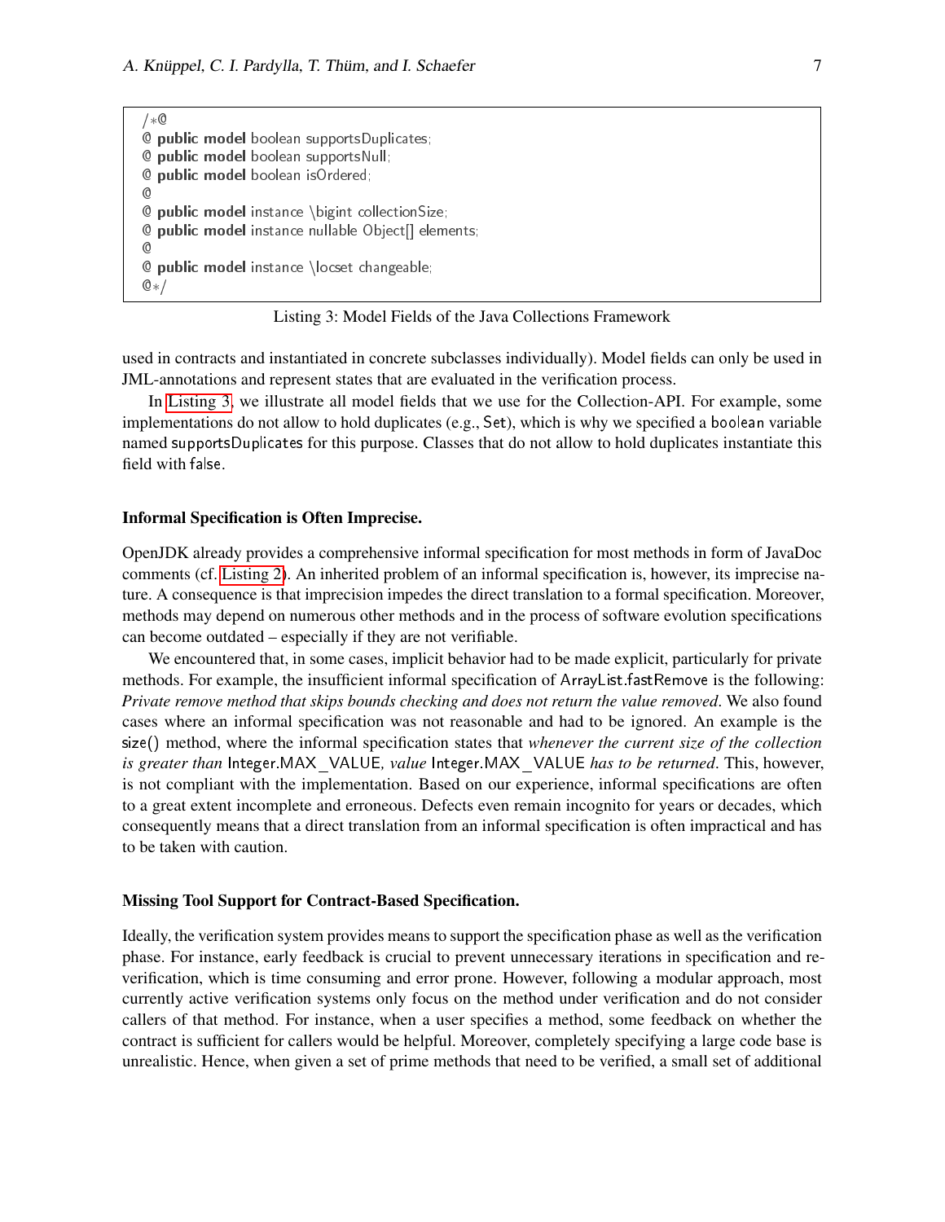```
/*@
@ public model boolean supportsDuplicates;
@ public model boolean supportsNull;
@ public model boolean isOrdered;
@
@ public model instance \bigint collectionSize;
@ public model instance nullable Object[] elements;
@
@ public model instance \locset changeable;
@*/
```

Listing 3: Model Fields of the Java Collections Framework

used in contracts and instantiated in concrete subclasses individually). Model fields can only be used in JML-annotations and represent states that are evaluated in the verification process.

In Listing 3, we illustrate all model fields that we use for the Collection-API. For example, some implementations do not allow to hold duplicates (e.g., Set), which is why we specified a boolean variable named supportsDuplicates for this purpose. Classes that do not allow to hold duplicates instantiate this field with false.

#### Informal Specification is Often Imprecise.

OpenJDK already provides a comprehensive informal specification for most methods in form of JavaDoc comments (cf. Listing 2). An inherited problem of an informal specification is, however, its imprecise nature. A consequence is that imprecision impedes the direct translation to a formal specification. Moreover, methods may depend on numerous other methods and in the process of software evolution specifications can become outdated – especially if they are not verifiable.

We encountered that, in some cases, implicit behavior had to be made explicit, particularly for private methods. For example, the insufficient informal specification of ArrayList.fastRemove is the following: *Private remove method that skips bounds checking and does not return the value removed*. We also found cases where an informal specification was not reasonable and had to be ignored. An example is the size() method, where the informal specification states that *whenever the current size of the collection is greater than* Integer.MAX_VALUE*, value* Integer.MAX_VALUE *has to be returned*. This, however, is not compliant with the implementation. Based on our experience, informal specifications are often to a great extent incomplete and erroneous. Defects even remain incognito for years or decades, which consequently means that a direct translation from an informal specification is often impractical and has to be taken with caution.

#### Missing Tool Support for Contract-Based Specification.

Ideally, the verification system provides means to support the specification phase as well as the verification phase. For instance, early feedback is crucial to prevent unnecessary iterations in specification and re-verification, which is time consuming and error prone. However, following a modular approach, most currently active verification systems only focus on the method under verification and do not consider callers of that method. For instance, when a user specifies a method, some feedback on whether the contract is sufficient for callers would be helpful. Moreover, completely specifying a large code base is unrealistic. Hence, when given a set of prime methods that need to be verified, a small set of additional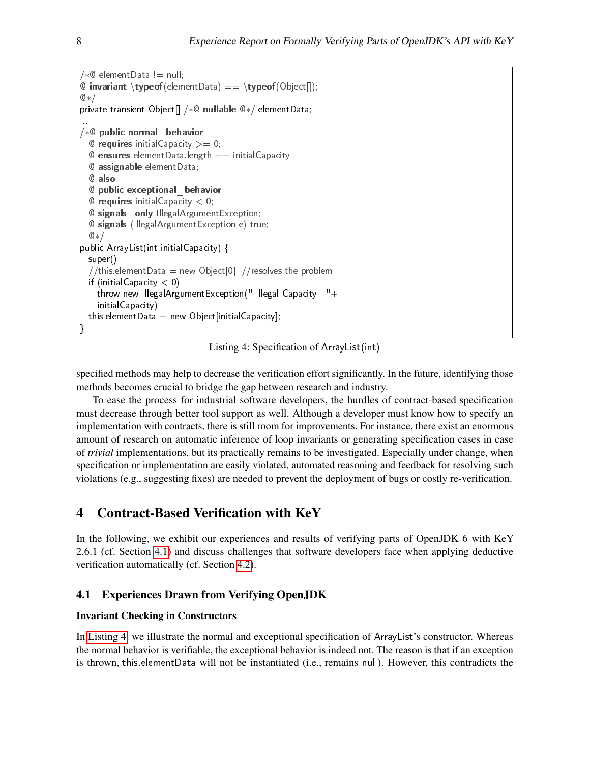```
/*@ elementData != null;
@ invariant \typeof(elementData) == \typeof(Object[]);
@*/
private transient Object[] /*@ nullable @*/ elementData;
...
/*@ public normal_behavior
  @ requires initialCapacity >= 0;
  @ ensures elementData.length == initialCapacity;
  @ assignable elementData;
  @ also
  @ public exceptional_behavior
  @ requires initialCapacity < 0;
  @ signals_only IllegalArgumentException;
  @ signals (IllegalArgumentException e) true;
  @*/
public ArrayList(int initialCapacity) {
  super();
  //this.elementData = new Object[0]; //resolves the problem
  if (initialCapacity < 0)
    throw new IllegalArgumentException("Illegal Capacity: "+
    initialCapacity);
  this.elementData = new Object[initialCapacity];
}
```

Listing 4: Specification of ArrayList(int)

specified methods may help to decrease the verification effort significantly. In the future, identifying those methods becomes crucial to bridge the gap between research and industry.

To ease the process for industrial software developers, the hurdles of contract-based specification must decrease through better tool support as well. Although a developer must know how to specify an implementation with contracts, there is still room for improvements. For instance, there exist an enormous amount of research on automatic inference of loop invariants or generating specification cases in case of *trivial* implementations, but its practically remains to be investigated. Especially under change, when specification or implementation are easily violated, automated reasoning and feedback for resolving such violations (e.g., suggesting fixes) are needed to prevent the deployment of bugs or costly re-verification.

# 4 Contract-Based Verification with KeY

In the following, we exhibit our experiences and results of verifying parts of OpenJDK 6 with KeY 2.6.1 (cf. Section 4.1) and discuss challenges that software developers face when applying deductive verification automatically (cf. Section 4.2).

## 4.1 Experiences Drawn from Verifying OpenJDK

**Invariant Checking in Constructors**

In Listing 4, we illustrate the normal and exceptional specification of ArrayList's constructor. Whereas the normal behavior is verifiable, the exceptional behavior is indeed not. The reason is that if an exception is thrown, this.elementData will not be instantiated (i.e., remains null). However, this contradicts the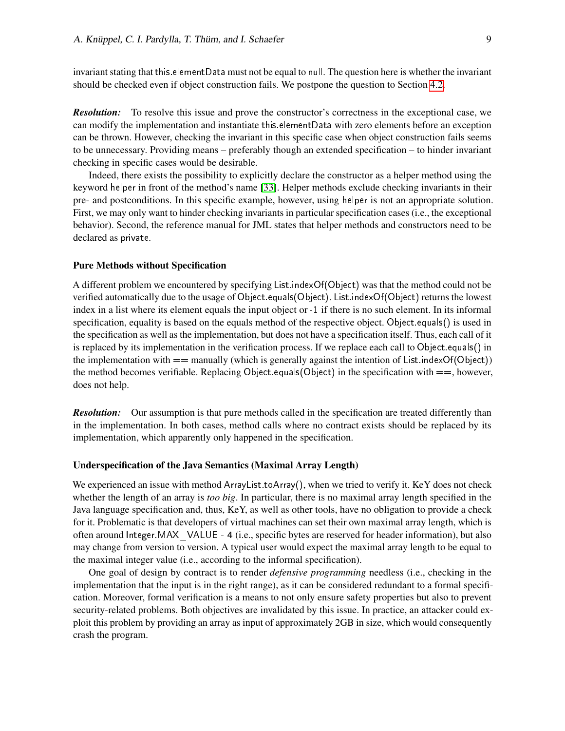invariant stating that this.elementData must not be equal to null. The question here is whether the invariant should be checked even if object construction fails. We postpone the question to Section 4.2.

***Resolution:*** To resolve this issue and prove the constructor's correctness in the exceptional case, we can modify the implementation and instantiate this.elementData with zero elements before an exception can be thrown. However, checking the invariant in this specific case when object construction fails seems to be unnecessary. Providing means – preferably though an extended specification – to hinder invariant checking in specific cases would be desirable.

Indeed, there exists the possibility to explicitly declare the constructor as a helper method using the keyword helper in front of the method's name [33]. Helper methods exclude checking invariants in their pre- and postconditions. In this specific example, however, using helper is not an appropriate solution. First, we may only want to hinder checking invariants in particular specification cases (i.e., the exceptional behavior). Second, the reference manual for JML states that helper methods and constructors need to be declared as private.

### Pure Methods without Specification

A different problem we encountered by specifying List.indexOf(Object) was that the method could not be verified automatically due to the usage of Object.equals(Object). List.indexOf(Object) returns the lowest index in a list where its element equals the input object or -1 if there is no such element. In its informal specification, equality is based on the equals method of the respective object. Object.equals() is used in the specification as well as the implementation, but does not have a specification itself. Thus, each call of it is replaced by its implementation in the verification process. If we replace each call to Object.equals() in the implementation with == manually (which is generally against the intention of List.indexOf(Object)) the method becomes verifiable. Replacing Object.equals(Object) in the specification with ==, however, does not help.

***Resolution:*** Our assumption is that pure methods called in the specification are treated differently than in the implementation. In both cases, method calls where no contract exists should be replaced by its implementation, which apparently only happened in the specification.

### Underspecification of the Java Semantics (Maximal Array Length)

We experienced an issue with method ArrayList.toArray(), when we tried to verify it. KeY does not check whether the length of an array is *too big*. In particular, there is no maximal array length specified in the Java language specification and, thus, KeY, as well as other tools, have no obligation to provide a check for it. Problematic is that developers of virtual machines can set their own maximal array length, which is often around Integer.MAX_VALUE - 4 (i.e., specific bytes are reserved for header information), but also may change from version to version. A typical user would expect the maximal array length to be equal to the maximal integer value (i.e., according to the informal specification).

One goal of design by contract is to render *defensive programming* needless (i.e., checking in the implementation that the input is in the right range), as it can be considered redundant to a formal specification. Moreover, formal verification is a means to not only ensure safety properties but also to prevent security-related problems. Both objectives are invalidated by this issue. In practice, an attacker could exploit this problem by providing an array as input of approximately 2GB in size, which would consequently crash the program.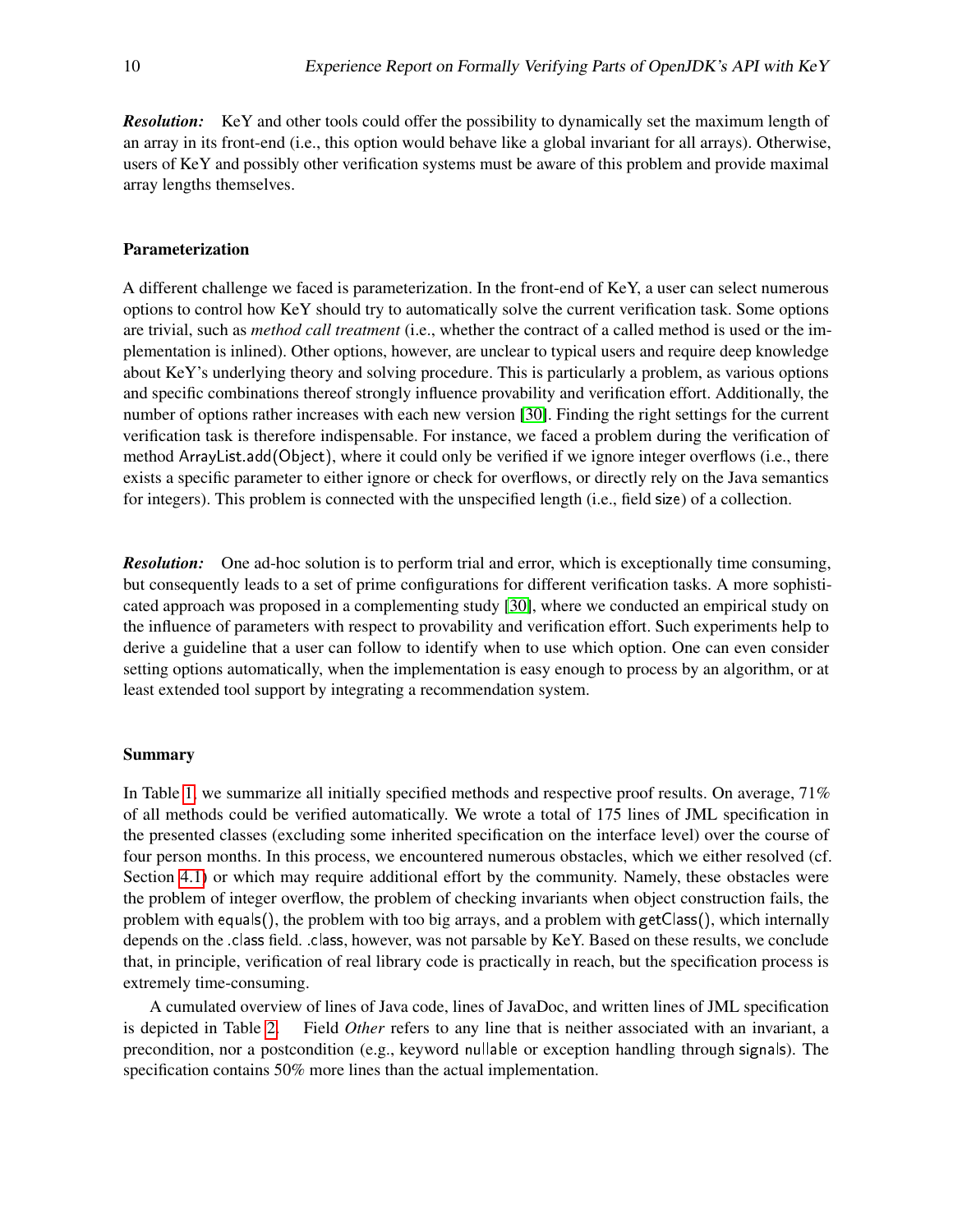***Resolution:*** KeY and other tools could offer the possibility to dynamically set the maximum length of an array in its front-end (i.e., this option would behave like a global invariant for all arrays). Otherwise, users of KeY and possibly other verification systems must be aware of this problem and provide maximal array lengths themselves.

**Parameterization**

A different challenge we faced is parameterization. In the front-end of KeY, a user can select numerous options to control how KeY should try to automatically solve the current verification task. Some options are trivial, such as *method call treatment* (i.e., whether the contract of a called method is used or the implementation is inlined). Other options, however, are unclear to typical users and require deep knowledge about KeY's underlying theory and solving procedure. This is particularly a problem, as various options and specific combinations thereof strongly influence provability and verification effort. Additionally, the number of options rather increases with each new version [30]. Finding the right settings for the current verification task is therefore indispensable. For instance, we faced a problem during the verification of method ArrayList.add(Object), where it could only be verified if we ignore integer overflows (i.e., there exists a specific parameter to either ignore or check for overflows, or directly rely on the Java semantics for integers). This problem is connected with the unspecified length (i.e., field size) of a collection.

***Resolution:*** One ad-hoc solution is to perform trial and error, which is exceptionally time consuming, but consequently leads to a set of prime configurations for different verification tasks. A more sophisticated approach was proposed in a complementing study [30], where we conducted an empirical study on the influence of parameters with respect to provability and verification effort. Such experiments help to derive a guideline that a user can follow to identify when to use which option. One can even consider setting options automatically, when the implementation is easy enough to process by an algorithm, or at least extended tool support by integrating a recommendation system.

**Summary**

In Table 1, we summarize all initially specified methods and respective proof results. On average, 71% of all methods could be verified automatically. We wrote a total of 175 lines of JML specification in the presented classes (excluding some inherited specification on the interface level) over the course of four person months. In this process, we encountered numerous obstacles, which we either resolved (cf. Section 4.1) or which may require additional effort by the community. Namely, these obstacles were the problem of integer overflow, the problem of checking invariants when object construction fails, the problem with equals(), the problem with too big arrays, and a problem with getClass(), which internally depends on the .class field. .class, however, was not parsable by KeY. Based on these results, we conclude that, in principle, verification of real library code is practically in reach, but the specification process is extremely time-consuming.

A cumulated overview of lines of Java code, lines of JavaDoc, and written lines of JML specification is depicted in Table 2. Field *Other* refers to any line that is neither associated with an invariant, a precondition, nor a postcondition (e.g., keyword nullable or exception handling through signals). The specification contains 50% more lines than the actual implementation.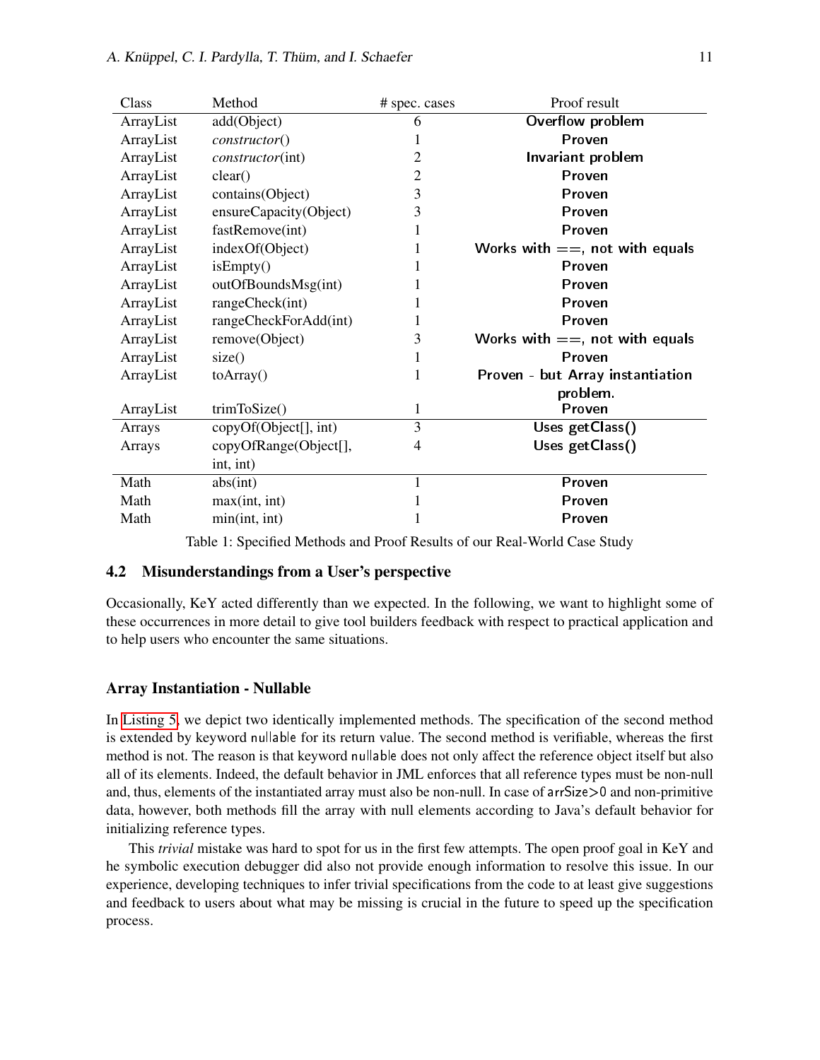| Class | Method | # spec. cases | Proof result |
|---|---|---|---|
| ArrayList | add(Object) | 6 | Overflow problem |
| ArrayList | *constructor*() | 1 | Proven |
| ArrayList | *constructor*(int) | 2 | Invariant problem |
| ArrayList | clear() | 2 | Proven |
| ArrayList | contains(Object) | 3 | Proven |
| ArrayList | ensureCapacity(Object) | 3 | Proven |
| ArrayList | fastRemove(int) | 1 | Proven |
| ArrayList | indexOf(Object) | 1 | Works with ==, not with equals |
| ArrayList | isEmpty() | 1 | Proven |
| ArrayList | outOfBoundsMsg(int) | 1 | Proven |
| ArrayList | rangeCheck(int) | 1 | Proven |
| ArrayList | rangeCheckForAdd(int) | 1 | Proven |
| ArrayList | remove(Object) | 3 | Works with ==, not with equals |
| ArrayList | size() | 1 | Proven |
| ArrayList | toArray() | 1 | Proven - but Array instantiation problem. |
| ArrayList | trimToSize() | 1 | Proven |
| Arrays | copyOf(Object[], int) | 3 | Uses getClass() |
| Arrays | copyOfRange(Object[], int, int) | 4 | Uses getClass() |
| Math | abs(int) | 1 | Proven |
| Math | max(int, int) | 1 | Proven |
| Math | min(int, int) | 1 | Proven |

Table 1: Specified Methods and Proof Results of our Real-World Case Study

## 4.2 Misunderstandings from a User's perspective

Occasionally, KeY acted differently than we expected. In the following, we want to highlight some of these occurrences in more detail to give tool builders feedback with respect to practical application and to help users who encounter the same situations.

### Array Instantiation - Nullable

In Listing 5, we depict two identically implemented methods. The specification of the second method is extended by keyword nullable for its return value. The second method is verifiable, whereas the first method is not. The reason is that keyword nullable does not only affect the reference object itself but also all of its elements. Indeed, the default behavior in JML enforces that all reference types must be non-null and, thus, elements of the instantiated array must also be non-null. In case of arrSize>0 and non-primitive data, however, both methods fill the array with null elements according to Java's default behavior for initializing reference types.

This *trivial* mistake was hard to spot for us in the first few attempts. The open proof goal in KeY and he symbolic execution debugger did also not provide enough information to resolve this issue. In our experience, developing techniques to infer trivial specifications from the code to at least give suggestions and feedback to users about what may be missing is crucial in the future to speed up the specification process.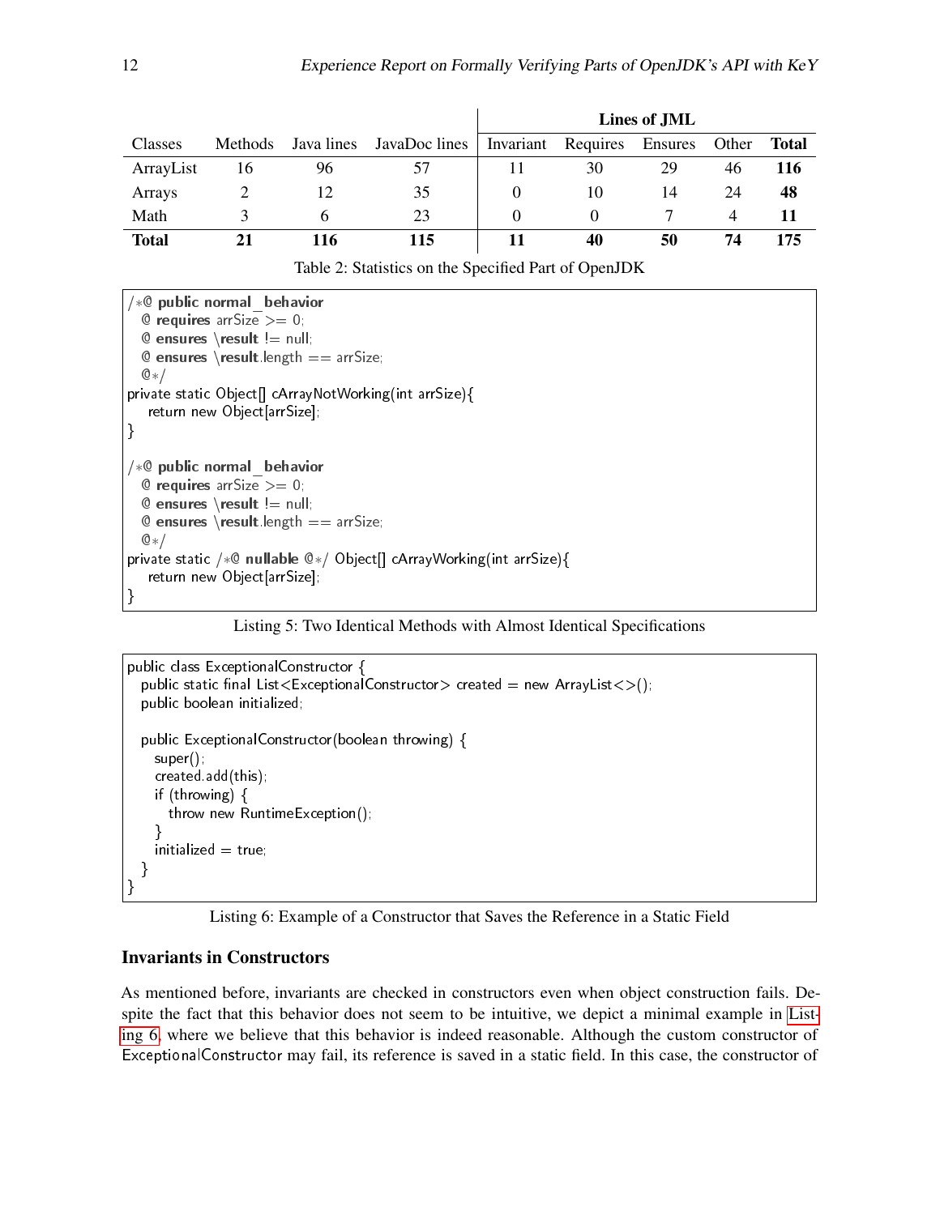| Classes | Methods | Java lines | JavaDoc lines | Lines of JML | | | | |
|---|---|---|---|---|---|---|---|---|
| | | | | Invariant | Requires | Ensures | Other | **Total** |
| ArrayList | 16 | 96 | 57 | 11 | 30 | 29 | 46 | **116** |
| Arrays | 2 | 12 | 35 | 0 | 10 | 14 | 24 | **48** |
| Math | 3 | 6 | 23 | 0 | 0 | 7 | 4 | **11** |
| **Total** | **21** | **116** | **115** | **11** | **40** | **50** | **74** | **175** |

Table 2: Statistics on the Specified Part of OpenJDK

```
/*@ public normal_behavior
  @ requires arrSize >= 0;
  @ ensures \result != null;
  @ ensures \result.length == arrSize;
  @*/
private static Object[] cArrayNotWorking(int arrSize){
   return new Object[arrSize];
}

/*@ public normal_behavior
  @ requires arrSize >= 0;
  @ ensures \result != null;
  @ ensures \result.length == arrSize;
  @*/
private static /*@ nullable @*/ Object[] cArrayWorking(int arrSize){
   return new Object[arrSize];
}
```

Listing 5: Two Identical Methods with Almost Identical Specifications

```
public class ExceptionalConstructor {
  public static final List<ExceptionalConstructor> created = new ArrayList<>();
  public boolean initialized;

  public ExceptionalConstructor(boolean throwing) {
    super();
    created.add(this);
    if (throwing) {
      throw new RuntimeException();
    }
    initialized = true;
  }
}
```

Listing 6: Example of a Constructor that Saves the Reference in a Static Field

### Invariants in Constructors

As mentioned before, invariants are checked in constructors even when object construction fails. Despite the fact that this behavior does not seem to be intuitive, we depict a minimal example in Listing 6, where we believe that this behavior is indeed reasonable. Although the custom constructor of ExceptionalConstructor may fail, its reference is saved in a static field. In this case, the constructor of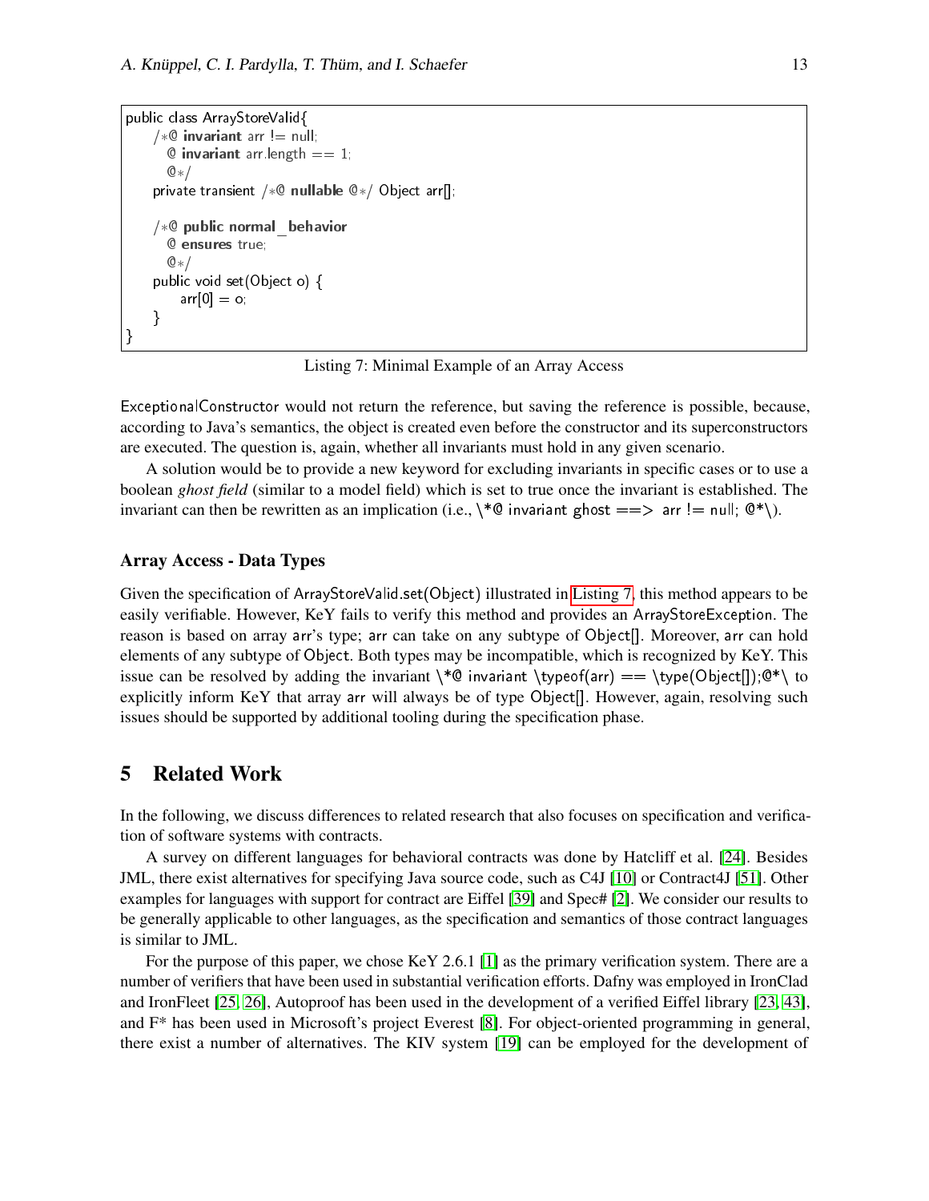```
public class ArrayStoreValid{
    /*@ invariant arr != null;
      @ invariant arr.length == 1;
      @*/
    private transient /*@ nullable @*/ Object arr[];

    /*@ public normal_behavior
      @ ensures true;
      @*/
    public void set(Object o) {
        arr[0] = o;
    }
}
```

Listing 7: Minimal Example of an Array Access

ExceptionalConstructor would not return the reference, but saving the reference is possible, because, according to Java's semantics, the object is created even before the constructor and its superconstructors are executed. The question is, again, whether all invariants must hold in any given scenario.

A solution would be to provide a new keyword for excluding invariants in specific cases or to use a boolean *ghost field* (similar to a model field) which is set to true once the invariant is established. The invariant can then be rewritten as an implication (i.e., \*@ invariant ghost ==> arr != null; @*\).

### Array Access - Data Types

Given the specification of ArrayStoreValid.set(Object) illustrated in Listing 7, this method appears to be easily verifiable. However, KeY fails to verify this method and provides an ArrayStoreException. The reason is based on array arr's type; arr can take on any subtype of Object[]. Moreover, arr can hold elements of any subtype of Object. Both types may be incompatible, which is recognized by KeY. This issue can be resolved by adding the invariant \*@ invariant \typeof(arr) == \type(Object[]);@*\ to explicitly inform KeY that array arr will always be of type Object[]. However, again, resolving such issues should be supported by additional tooling during the specification phase.

## 5 Related Work

In the following, we discuss differences to related research that also focuses on specification and verification of software systems with contracts.

A survey on different languages for behavioral contracts was done by Hatcliff et al. [24]. Besides JML, there exist alternatives for specifying Java source code, such as C4J [10] or Contract4J [51]. Other examples for languages with support for contract are Eiffel [39] and Spec# [2]. We consider our results to be generally applicable to other languages, as the specification and semantics of those contract languages is similar to JML.

For the purpose of this paper, we chose KeY 2.6.1 [1] as the primary verification system. There are a number of verifiers that have been used in substantial verification efforts. Dafny was employed in IronClad and IronFleet [25, 26], Autoproof has been used in the development of a verified Eiffel library [23, 43], and F* has been used in Microsoft's project Everest [8]. For object-oriented programming in general, there exist a number of alternatives. The KIV system [19] can be employed for the development of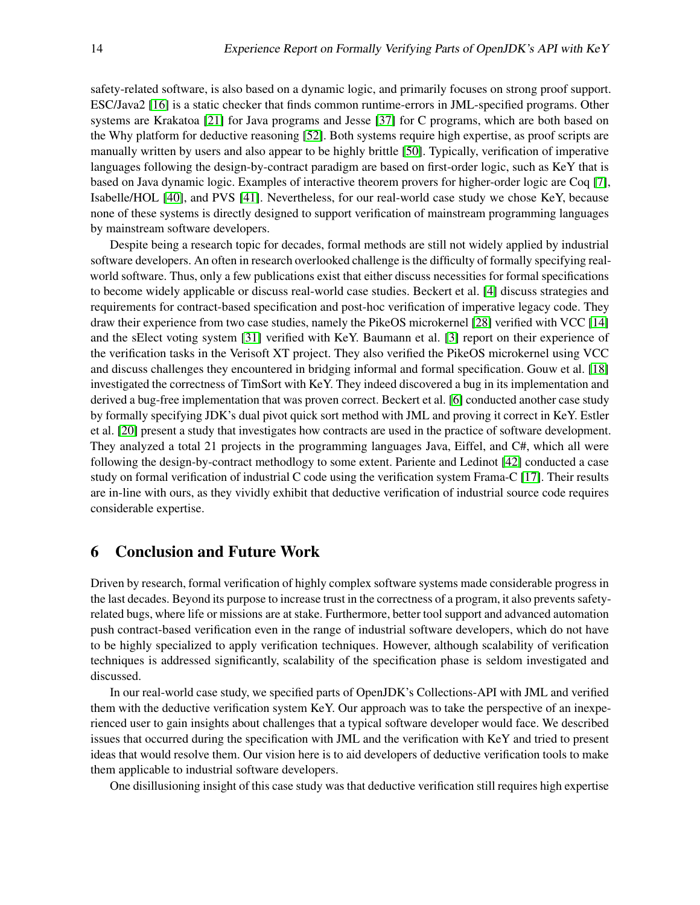safety-related software, is also based on a dynamic logic, and primarily focuses on strong proof support. ESC/Java2 [16] is a static checker that finds common runtime-errors in JML-specified programs. Other systems are Krakatoa [21] for Java programs and Jesse [37] for C programs, which are both based on the Why platform for deductive reasoning [52]. Both systems require high expertise, as proof scripts are manually written by users and also appear to be highly brittle [50]. Typically, verification of imperative languages following the design-by-contract paradigm are based on first-order logic, such as KeY that is based on Java dynamic logic. Examples of interactive theorem provers for higher-order logic are Coq [7], Isabelle/HOL [40], and PVS [41]. Nevertheless, for our real-world case study we chose KeY, because none of these systems is directly designed to support verification of mainstream programming languages by mainstream software developers.

Despite being a research topic for decades, formal methods are still not widely applied by industrial software developers. An often in research overlooked challenge is the difficulty of formally specifying real-world software. Thus, only a few publications exist that either discuss necessities for formal specifications to become widely applicable or discuss real-world case studies. Beckert et al. [4] discuss strategies and requirements for contract-based specification and post-hoc verification of imperative legacy code. They draw their experience from two case studies, namely the PikeOS microkernel [28] verified with VCC [14] and the sElect voting system [31] verified with KeY. Baumann et al. [3] report on their experience of the verification tasks in the Verisoft XT project. They also verified the PikeOS microkernel using VCC and discuss challenges they encountered in bridging informal and formal specification. Gouw et al. [18] investigated the correctness of TimSort with KeY. They indeed discovered a bug in its implementation and derived a bug-free implementation that was proven correct. Beckert et al. [6] conducted another case study by formally specifying JDK's dual pivot quick sort method with JML and proving it correct in KeY. Estler et al. [20] present a study that investigates how contracts are used in the practice of software development. They analyzed a total 21 projects in the programming languages Java, Eiffel, and C#, which all were following the design-by-contract methodlogy to some extent. Pariente and Ledinot [42] conducted a case study on formal verification of industrial C code using the verification system Frama-C [17]. Their results are in-line with ours, as they vividly exhibit that deductive verification of industrial source code requires considerable expertise.

## 6 Conclusion and Future Work

Driven by research, formal verification of highly complex software systems made considerable progress in the last decades. Beyond its purpose to increase trust in the correctness of a program, it also prevents safety-related bugs, where life or missions are at stake. Furthermore, better tool support and advanced automation push contract-based verification even in the range of industrial software developers, which do not have to be highly specialized to apply verification techniques. However, although scalability of verification techniques is addressed significantly, scalability of the specification phase is seldom investigated and discussed.

In our real-world case study, we specified parts of OpenJDK's Collections-API with JML and verified them with the deductive verification system KeY. Our approach was to take the perspective of an inexperienced user to gain insights about challenges that a typical software developer would face. We described issues that occurred during the specification with JML and the verification with KeY and tried to present ideas that would resolve them. Our vision here is to aid developers of deductive verification tools to make them applicable to industrial software developers.

One disillusioning insight of this case study was that deductive verification still requires high expertise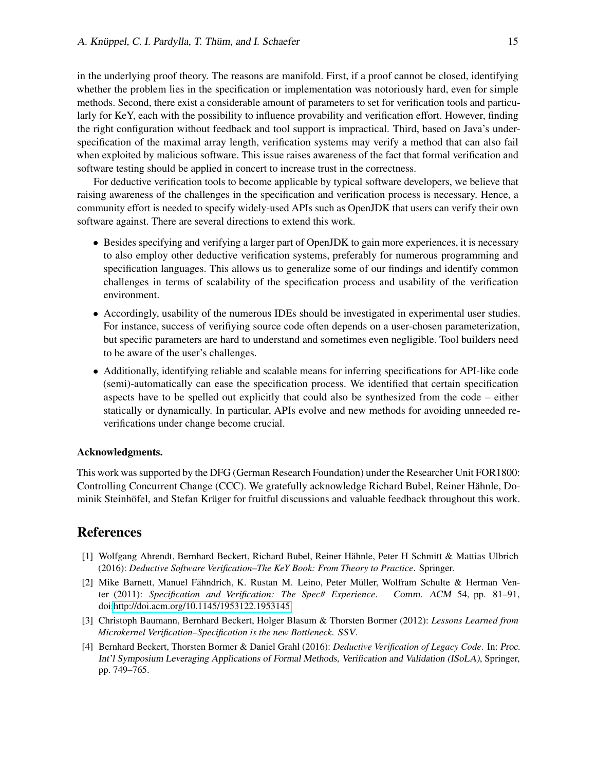in the underlying proof theory. The reasons are manifold. First, if a proof cannot be closed, identifying whether the problem lies in the specification or implementation was notoriously hard, even for simple methods. Second, there exist a considerable amount of parameters to set for verification tools and particularly for KeY, each with the possibility to influence provability and verification effort. However, finding the right configuration without feedback and tool support is impractical. Third, based on Java's underspecification of the maximal array length, verification systems may verify a method that can also fail when exploited by malicious software. This issue raises awareness of the fact that formal verification and software testing should be applied in concert to increase trust in the correctness.

For deductive verification tools to become applicable by typical software developers, we believe that raising awareness of the challenges in the specification and verification process is necessary. Hence, a community effort is needed to specify widely-used APIs such as OpenJDK that users can verify their own software against. There are several directions to extend this work.

- Besides specifying and verifying a larger part of OpenJDK to gain more experiences, it is necessary to also employ other deductive verification systems, preferably for numerous programming and specification languages. This allows us to generalize some of our findings and identify common challenges in terms of scalability of the specification process and usability of the verification environment.
- Accordingly, usability of the numerous IDEs should be investigated in experimental user studies. For instance, success of verifiying source code often depends on a user-chosen parameterization, but specific parameters are hard to understand and sometimes even negligible. Tool builders need to be aware of the user's challenges.
- Additionally, identifying reliable and scalable means for inferring specifications for API-like code (semi-)automatically can ease the specification process. We identified that certain specification aspects have to be spelled out explicitly that could also be synthesized from the code – either statically or dynamically. In particular, APIs evolve and new methods for avoiding unneeded re-verifications under change become crucial.

#### Acknowledgments.

This work was supported by the DFG (German Research Foundation) under the Researcher Unit FOR1800: Controlling Concurrent Change (CCC). We gratefully acknowledge Richard Bubel, Reiner Hähnle, Dominik Steinhöfel, and Stefan Krüger for fruitful discussions and valuable feedback throughout this work.

## References

[1] Wolfgang Ahrendt, Bernhard Beckert, Richard Bubel, Reiner Hähnle, Peter H Schmitt & Mattias Ulbrich (2016): *Deductive Software Verification–The KeY Book: From Theory to Practice*. Springer.

[2] Mike Barnett, Manuel Fähndrich, K. Rustan M. Leino, Peter Müller, Wolfram Schulte & Herman Venter (2011): *Specification and Verification: The Spec# Experience*. *Comm. ACM* 54, pp. 81–91, doi:http://doi.acm.org/10.1145/1953122.1953145.

[3] Christoph Baumann, Bernhard Beckert, Holger Blasum & Thorsten Bormer (2012): *Lessons Learned from Microkernel Verification–Specification is the new Bottleneck*. *SSV*.

[4] Bernhard Beckert, Thorsten Bormer & Daniel Grahl (2016): *Deductive Verification of Legacy Code*. In: *Proc. Int'l Symposium Leveraging Applications of Formal Methods, Verification and Validation (ISoLA)*, Springer, pp. 749–765.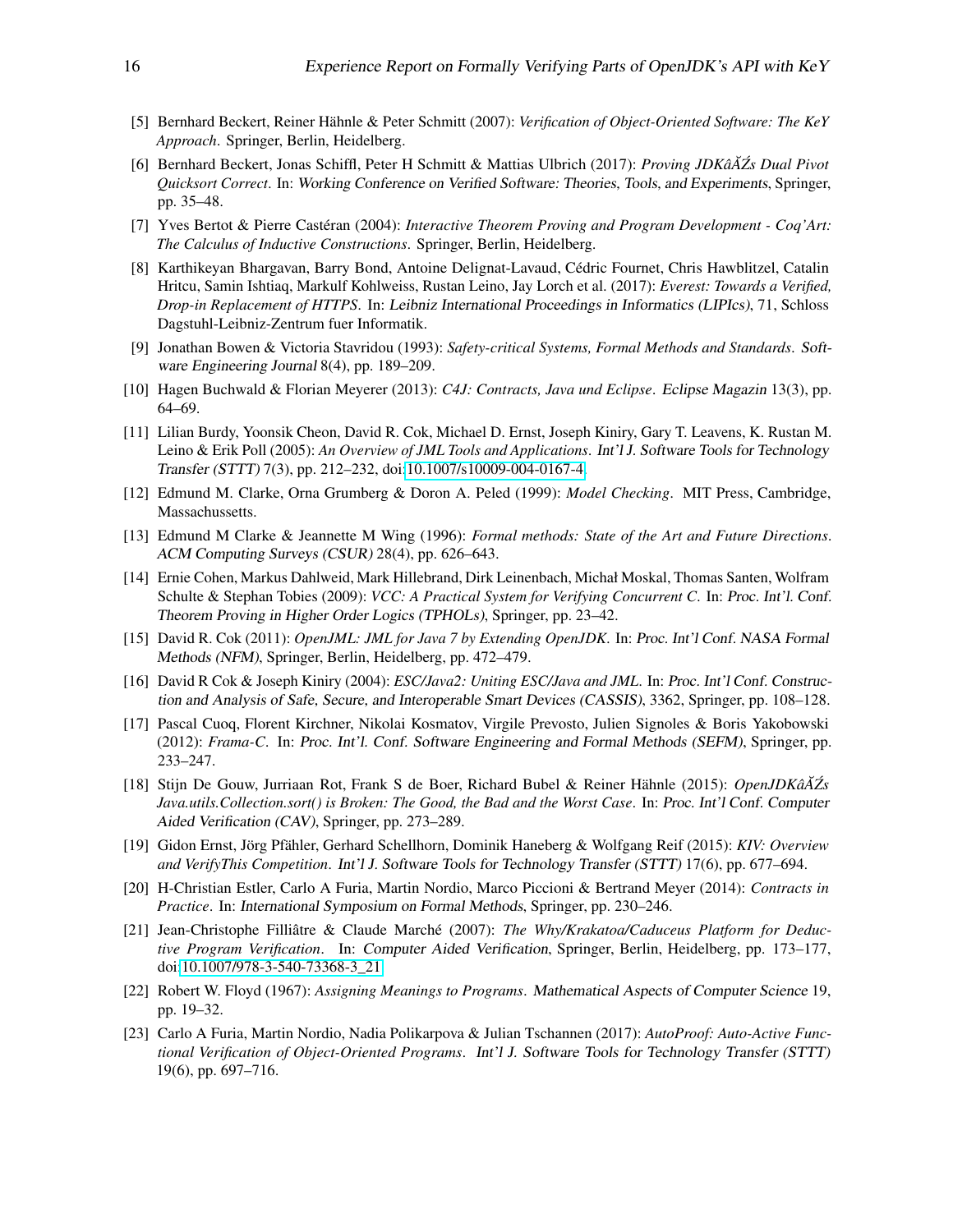[5] Bernhard Beckert, Reiner Hähnle & Peter Schmitt (2007): *Verification of Object-Oriented Software: The KeY Approach*. Springer, Berlin, Heidelberg.

[6] Bernhard Beckert, Jonas Schiffl, Peter H Schmitt & Mattias Ulbrich (2017): *Proving JDKâĂŹs Dual Pivot Quicksort Correct*. In: Working Conference on Verified Software: Theories, Tools, and Experiments, Springer, pp. 35–48.

[7] Yves Bertot & Pierre Castéran (2004): *Interactive Theorem Proving and Program Development - Coq'Art: The Calculus of Inductive Constructions*. Springer, Berlin, Heidelberg.

[8] Karthikeyan Bhargavan, Barry Bond, Antoine Delignat-Lavaud, Cédric Fournet, Chris Hawblitzel, Catalin Hritcu, Samin Ishtiaq, Markulf Kohlweiss, Rustan Leino, Jay Lorch et al. (2017): *Everest: Towards a Verified, Drop-in Replacement of HTTPS*. In: Leibniz International Proceedings in Informatics (LIPIcs), 71, Schloss Dagstuhl-Leibniz-Zentrum fuer Informatik.

[9] Jonathan Bowen & Victoria Stavridou (1993): *Safety-critical Systems, Formal Methods and Standards*. Software Engineering Journal 8(4), pp. 189–209.

[10] Hagen Buchwald & Florian Meyerer (2013): *C4J: Contracts, Java und Eclipse*. Eclipse Magazin 13(3), pp. 64–69.

[11] Lilian Burdy, Yoonsik Cheon, David R. Cok, Michael D. Ernst, Joseph Kiniry, Gary T. Leavens, K. Rustan M. Leino & Erik Poll (2005): *An Overview of JML Tools and Applications*. Int'l J. Software Tools for Technology Transfer (STTT) 7(3), pp. 212–232, doi:10.1007/s10009-004-0167-4.

[12] Edmund M. Clarke, Orna Grumberg & Doron A. Peled (1999): *Model Checking*. MIT Press, Cambridge, Massachussetts.

[13] Edmund M Clarke & Jeannette M Wing (1996): *Formal methods: State of the Art and Future Directions*. ACM Computing Surveys (CSUR) 28(4), pp. 626–643.

[14] Ernie Cohen, Markus Dahlweid, Mark Hillebrand, Dirk Leinenbach, Michał Moskal, Thomas Santen, Wolfram Schulte & Stephan Tobies (2009): *VCC: A Practical System for Verifying Concurrent C*. In: Proc. Int'l. Conf. Theorem Proving in Higher Order Logics (TPHOLs), Springer, pp. 23–42.

[15] David R. Cok (2011): *OpenJML: JML for Java 7 by Extending OpenJDK*. In: Proc. Int'l Conf. NASA Formal Methods (NFM), Springer, Berlin, Heidelberg, pp. 472–479.

[16] David R Cok & Joseph Kiniry (2004): *ESC/Java2: Uniting ESC/Java and JML*. In: Proc. Int'l Conf. Construction and Analysis of Safe, Secure, and Interoperable Smart Devices (CASSIS), 3362, Springer, pp. 108–128.

[17] Pascal Cuoq, Florent Kirchner, Nikolai Kosmatov, Virgile Prevosto, Julien Signoles & Boris Yakobowski (2012): *Frama-C*. In: Proc. Int'l. Conf. Software Engineering and Formal Methods (SEFM), Springer, pp. 233–247.

[18] Stijn De Gouw, Jurriaan Rot, Frank S de Boer, Richard Bubel & Reiner Hähnle (2015): *OpenJDKâĂŹs Java.utils.Collection.sort() is Broken: The Good, the Bad and the Worst Case*. In: Proc. Int'l Conf. Computer Aided Verification (CAV), Springer, pp. 273–289.

[19] Gidon Ernst, Jörg Pfähler, Gerhard Schellhorn, Dominik Haneberg & Wolfgang Reif (2015): *KIV: Overview and VerifyThis Competition*. Int'l J. Software Tools for Technology Transfer (STTT) 17(6), pp. 677–694.

[20] H-Christian Estler, Carlo A Furia, Martin Nordio, Marco Piccioni & Bertrand Meyer (2014): *Contracts in Practice*. In: International Symposium on Formal Methods, Springer, pp. 230–246.

[21] Jean-Christophe Filliâtre & Claude Marché (2007): *The Why/Krakatoa/Caduceus Platform for Deductive Program Verification*. In: Computer Aided Verification, Springer, Berlin, Heidelberg, pp. 173–177, doi:10.1007/978-3-540-73368-3_21.

[22] Robert W. Floyd (1967): *Assigning Meanings to Programs*. Mathematical Aspects of Computer Science 19, pp. 19–32.

[23] Carlo A Furia, Martin Nordio, Nadia Polikarpova & Julian Tschannen (2017): *AutoProof: Auto-Active Functional Verification of Object-Oriented Programs*. Int'l J. Software Tools for Technology Transfer (STTT) 19(6), pp. 697–716.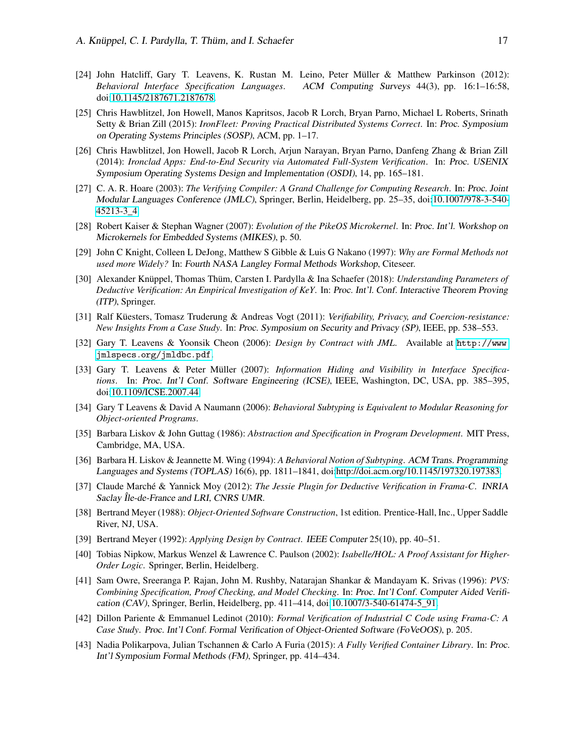[24] John Hatcliff, Gary T. Leavens, K. Rustan M. Leino, Peter Müller & Matthew Parkinson (2012): *Behavioral Interface Specification Languages*. ACM Computing Surveys 44(3), pp. 16:1–16:58, doi:10.1145/2187671.2187678.

[25] Chris Hawblitzel, Jon Howell, Manos Kapritsos, Jacob R Lorch, Bryan Parno, Michael L Roberts, Srinath Setty & Brian Zill (2015): *IronFleet: Proving Practical Distributed Systems Correct*. In: Proc. Symposium on Operating Systems Principles (SOSP), ACM, pp. 1–17.

[26] Chris Hawblitzel, Jon Howell, Jacob R Lorch, Arjun Narayan, Bryan Parno, Danfeng Zhang & Brian Zill (2014): *Ironclad Apps: End-to-End Security via Automated Full-System Verification*. In: Proc. USENIX Symposium Operating Systems Design and Implementation (OSDI), 14, pp. 165–181.

[27] C. A. R. Hoare (2003): *The Verifying Compiler: A Grand Challenge for Computing Research*. In: Proc. Joint Modular Languages Conference (JMLC), Springer, Berlin, Heidelberg, pp. 25–35, doi:10.1007/978-3-540-45213-3_4.

[28] Robert Kaiser & Stephan Wagner (2007): *Evolution of the PikeOS Microkernel*. In: Proc. Int'l. Workshop on Microkernels for Embedded Systems (MIKES), p. 50.

[29] John C Knight, Colleen L DeJong, Matthew S Gibble & Luis G Nakano (1997): *Why are Formal Methods not used more Widely?* In: Fourth NASA Langley Formal Methods Workshop, Citeseer.

[30] Alexander Knüppel, Thomas Thüm, Carsten I. Pardylla & Ina Schaefer (2018): *Understanding Parameters of Deductive Verification: An Empirical Investigation of KeY*. In: Proc. Int'l. Conf. Interactive Theorem Proving (ITP), Springer.

[31] Ralf Küesters, Tomasz Truderung & Andreas Vogt (2011): *Verifiability, Privacy, and Coercion-resistance: New Insights From a Case Study*. In: Proc. Symposium on Security and Privacy (SP), IEEE, pp. 538–553.

[32] Gary T. Leavens & Yoonsik Cheon (2006): *Design by Contract with JML*. Available at `http://www.jmlspecs.org/jmldbc.pdf`.

[33] Gary T. Leavens & Peter Müller (2007): *Information Hiding and Visibility in Interface Specifications*. In: Proc. Int'l Conf. Software Engineering (ICSE), IEEE, Washington, DC, USA, pp. 385–395, doi:10.1109/ICSE.2007.44.

[34] Gary T Leavens & David A Naumann (2006): *Behavioral Subtyping is Equivalent to Modular Reasoning for Object-oriented Programs*.

[35] Barbara Liskov & John Guttag (1986): *Abstraction and Specification in Program Development*. MIT Press, Cambridge, MA, USA.

[36] Barbara H. Liskov & Jeannette M. Wing (1994): *A Behavioral Notion of Subtyping*. ACM Trans. Programming Languages and Systems (TOPLAS) 16(6), pp. 1811–1841, doi:http://doi.acm.org/10.1145/197320.197383.

[37] Claude Marché & Yannick Moy (2012): *The Jessie Plugin for Deductive Verification in Frama-C*. INRIA Saclay Île-de-France and LRI, CNRS UMR.

[38] Bertrand Meyer (1988): *Object-Oriented Software Construction*, 1st edition. Prentice-Hall, Inc., Upper Saddle River, NJ, USA.

[39] Bertrand Meyer (1992): *Applying Design by Contract*. IEEE Computer 25(10), pp. 40–51.

[40] Tobias Nipkow, Markus Wenzel & Lawrence C. Paulson (2002): *Isabelle/HOL: A Proof Assistant for Higher-Order Logic*. Springer, Berlin, Heidelberg.

[41] Sam Owre, Sreeranga P. Rajan, John M. Rushby, Natarajan Shankar & Mandayam K. Srivas (1996): *PVS: Combining Specification, Proof Checking, and Model Checking*. In: Proc. Int'l Conf. Computer Aided Verification (CAV), Springer, Berlin, Heidelberg, pp. 411–414, doi:10.1007/3-540-61474-5_91.

[42] Dillon Pariente & Emmanuel Ledinot (2010): *Formal Verification of Industrial C Code using Frama-C: A Case Study*. Proc. Int'l Conf. Formal Verification of Object-Oriented Software (FoVeOOS), p. 205.

[43] Nadia Polikarpova, Julian Tschannen & Carlo A Furia (2015): *A Fully Verified Container Library*. In: Proc. Int'l Symposium Formal Methods (FM), Springer, pp. 414–434.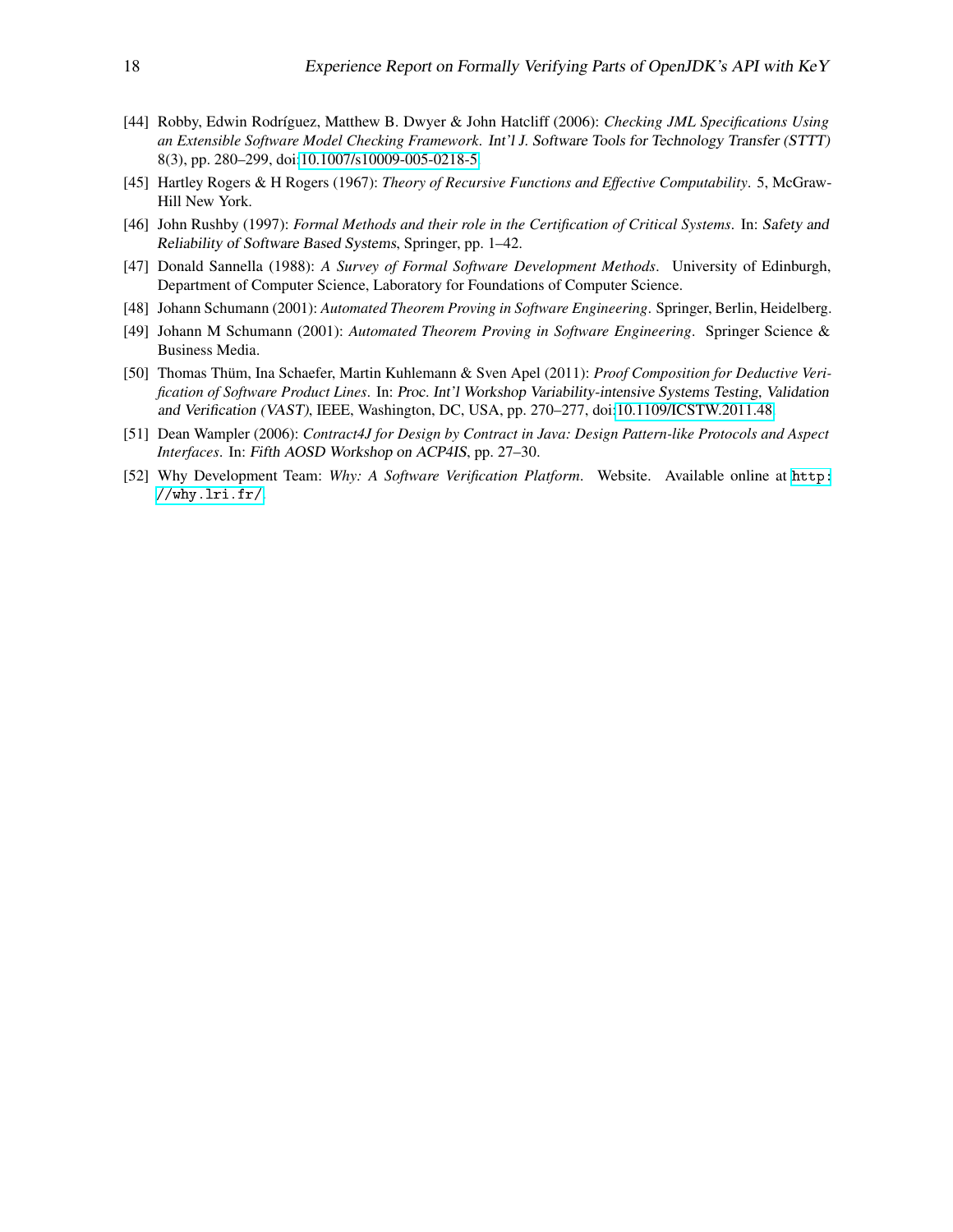[44] Robby, Edwin Rodríguez, Matthew B. Dwyer & John Hatcliff (2006): *Checking JML Specifications Using an Extensible Software Model Checking Framework*. Int'l J. Software Tools for Technology Transfer (STTT) 8(3), pp. 280–299, doi:10.1007/s10009-005-0218-5.

[45] Hartley Rogers & H Rogers (1967): *Theory of Recursive Functions and Effective Computability*. 5, McGraw-Hill New York.

[46] John Rushby (1997): *Formal Methods and their role in the Certification of Critical Systems*. In: Safety and Reliability of Software Based Systems, Springer, pp. 1–42.

[47] Donald Sannella (1988): *A Survey of Formal Software Development Methods*. University of Edinburgh, Department of Computer Science, Laboratory for Foundations of Computer Science.

[48] Johann Schumann (2001): *Automated Theorem Proving in Software Engineering*. Springer, Berlin, Heidelberg.

[49] Johann M Schumann (2001): *Automated Theorem Proving in Software Engineering*. Springer Science & Business Media.

[50] Thomas Thüm, Ina Schaefer, Martin Kuhlemann & Sven Apel (2011): *Proof Composition for Deductive Verification of Software Product Lines*. In: Proc. Int'l Workshop Variability-intensive Systems Testing, Validation and Verification (VAST), IEEE, Washington, DC, USA, pp. 270–277, doi:10.1109/ICSTW.2011.48.

[51] Dean Wampler (2006): *Contract4J for Design by Contract in Java: Design Pattern-like Protocols and Aspect Interfaces*. In: Fifth AOSD Workshop on ACP4IS, pp. 27–30.

[52] Why Development Team: *Why: A Software Verification Platform*. Website. Available online at `http://why.lri.fr/`.